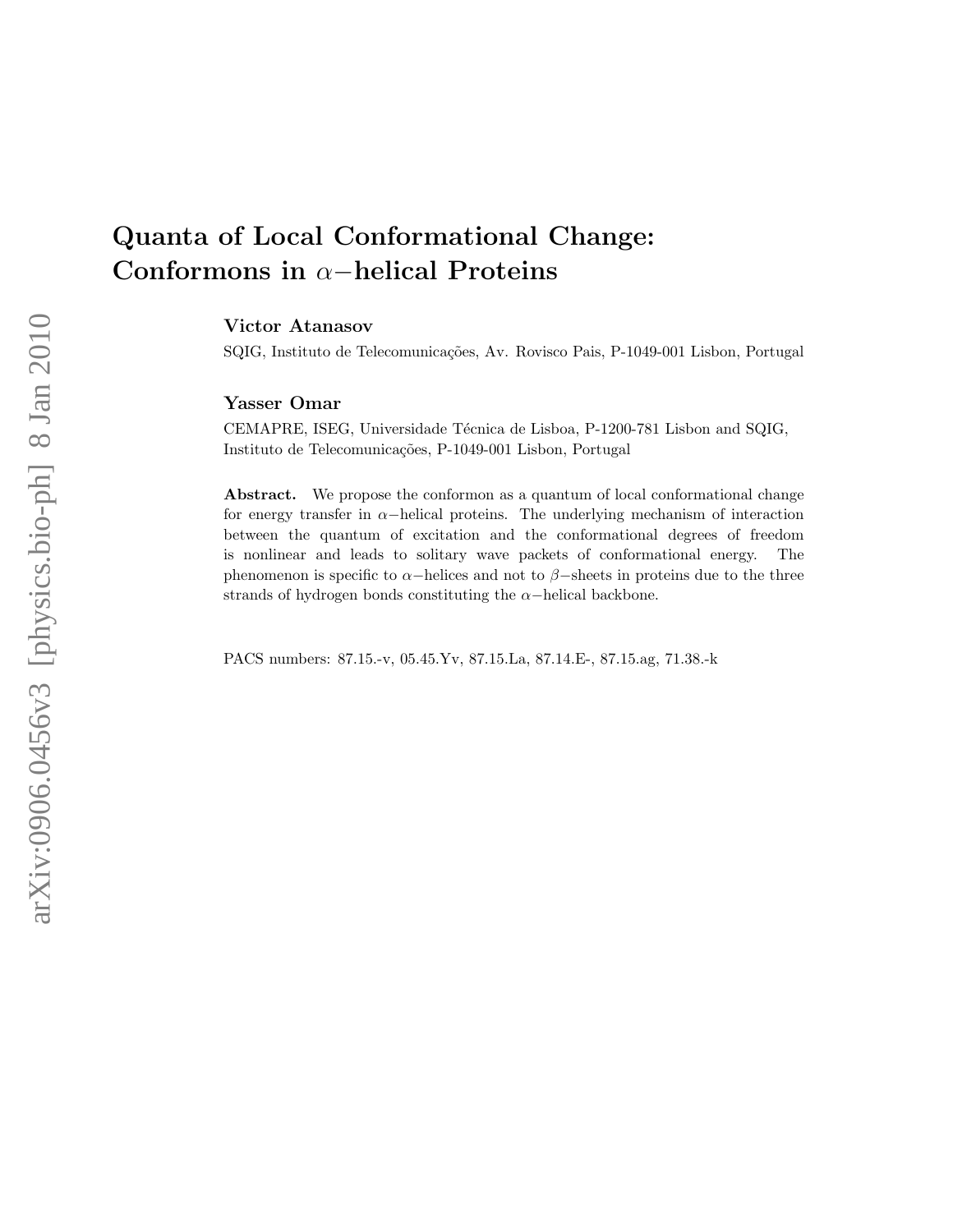# Quanta of Local Conformational Change: Conformons in $\alpha-$helical Proteins

**Victor Atanasov**

SQIG, Instituto de Telecomunicações, Av. Rovisco Pais, P-1049-001 Lisbon, Portugal

**Yasser Omar**

CEMAPRE, ISEG, Universidade Técnica de Lisboa, P-1200-781 Lisbon and SQIG, Instituto de Telecomunicações, P-1049-001 Lisbon, Portugal

**Abstract.** We propose the conformon as a quantum of local conformational change for energy transfer in $\alpha-$helical proteins. The underlying mechanism of interaction between the quantum of excitation and the conformational degrees of freedom is nonlinear and leads to solitary wave packets of conformational energy. The phenomenon is specific to $\alpha-$helices and not to $\beta-$sheets in proteins due to the three strands of hydrogen bonds constituting the $\alpha-$helical backbone.

PACS numbers: 87.15.-v, 05.45.Yv, 87.15.La, 87.14.E-, 87.15.ag, 71.38.-k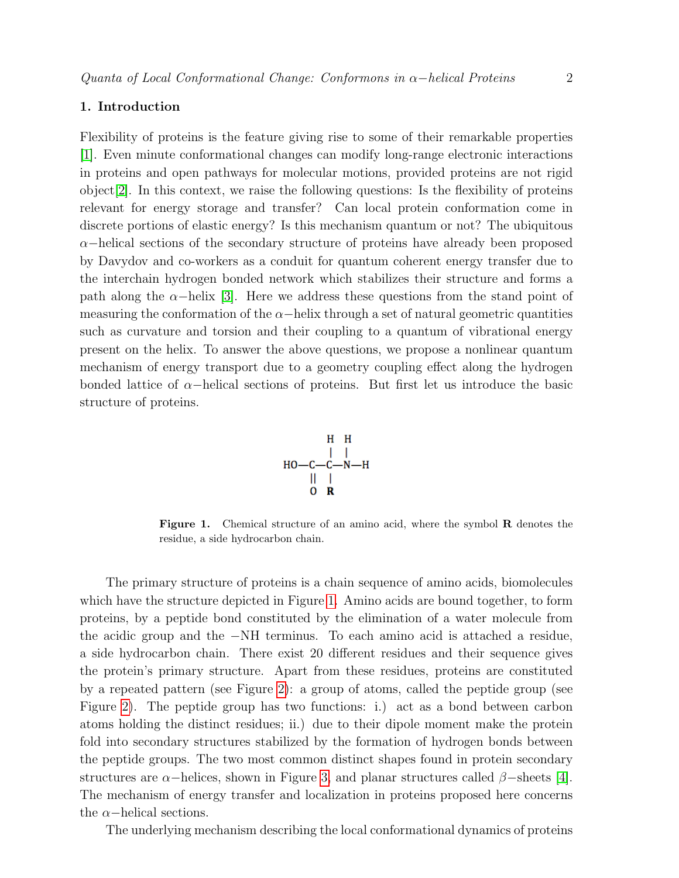## 1. Introduction

Flexibility of proteins is the feature giving rise to some of their remarkable properties [1]. Even minute conformational changes can modify long-range electronic interactions in proteins and open pathways for molecular motions, provided proteins are not rigid object[2]. In this context, we raise the following questions: Is the flexibility of proteins relevant for energy storage and transfer? Can local protein conformation come in discrete portions of elastic energy? Is this mechanism quantum or not? The ubiquitous $\alpha-$helical sections of the secondary structure of proteins have already been proposed by Davydov and co-workers as a conduit for quantum coherent energy transfer due to the interchain hydrogen bonded network which stabilizes their structure and forms a path along the $\alpha-$helix [3]. Here we address these questions from the stand point of measuring the conformation of the $\alpha-$helix through a set of natural geometric quantities such as curvature and torsion and their coupling to a quantum of vibrational energy present on the helix. To answer the above questions, we propose a nonlinear quantum mechanism of energy transport due to a geometry coupling effect along the hydrogen bonded lattice of $\alpha-$helical sections of proteins. But first let us introduce the basic structure of proteins.

```
        H   H
        |   |
HO—C—C—N—H
    ||  |
    O   R
```

**Figure 1.** Chemical structure of an amino acid, where the symbol **R** denotes the residue, a side hydrocarbon chain.

The primary structure of proteins is a chain sequence of amino acids, biomolecules which have the structure depicted in Figure 1. Amino acids are bound together, to form proteins, by a peptide bond constituted by the elimination of a water molecule from the acidic group and the $-$NH terminus. To each amino acid is attached a residue, a side hydrocarbon chain. There exist 20 different residues and their sequence gives the protein's primary structure. Apart from these residues, proteins are constituted by a repeated pattern (see Figure 2): a group of atoms, called the peptide group (see Figure 2). The peptide group has two functions: i.) act as a bond between carbon atoms holding the distinct residues; ii.) due to their dipole moment make the protein fold into secondary structures stabilized by the formation of hydrogen bonds between the peptide groups. The two most common distinct shapes found in protein secondary structures are $\alpha-$helices, shown in Figure 3, and planar structures called $\beta-$sheets [4]. The mechanism of energy transfer and localization in proteins proposed here concerns the $\alpha-$helical sections.

The underlying mechanism describing the local conformational dynamics of proteins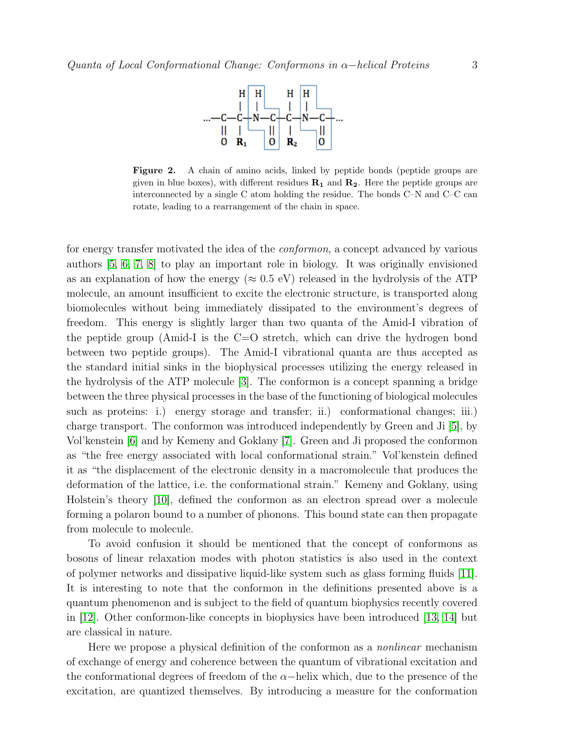**Figure 2.** A chain of amino acids, linked by peptide bonds (peptide groups are given in blue boxes), with different residues $\mathbf{R_1}$ and $\mathbf{R_2}$. Here the peptide groups are interconnected by a single C atom holding the residue. The bonds C–N and C–C can rotate, leading to a rearrangement of the chain in space.

for energy transfer motivated the idea of the *conformon*, a concept advanced by various authors [5, 6, 7, 8] to play an important role in biology. It was originally envisioned as an explanation of how the energy ($\approx 0.5$ eV) released in the hydrolysis of the ATP molecule, an amount insufficient to excite the electronic structure, is transported along biomolecules without being immediately dissipated to the environment's degrees of freedom. This energy is slightly larger than two quanta of the Amid-I vibration of the peptide group (Amid-I is the C=O stretch, which can drive the hydrogen bond between two peptide groups). The Amid-I vibrational quanta are thus accepted as the standard initial sinks in the biophysical processes utilizing the energy released in the hydrolysis of the ATP molecule [3]. The conformon is a concept spanning a bridge between the three physical processes in the base of the functioning of biological molecules such as proteins: i.) energy storage and transfer; ii.) conformational changes; iii.) charge transport. The conformon was introduced independently by Green and Ji [5], by Vol'kenstein [6] and by Kemeny and Goklany [7]. Green and Ji proposed the conformon as "the free energy associated with local conformational strain." Vol'kenstein defined it as "the displacement of the electronic density in a macromolecule that produces the deformation of the lattice, i.e. the conformational strain." Kemeny and Goklany, using Holstein's theory [10], defined the conformon as an electron spread over a molecule forming a polaron bound to a number of phonons. This bound state can then propagate from molecule to molecule.

To avoid confusion it should be mentioned that the concept of conformons as bosons of linear relaxation modes with photon statistics is also used in the context of polymer networks and dissipative liquid-like system such as glass forming fluids [11]. It is interesting to note that the conformon in the definitions presented above is a quantum phenomenon and is subject to the field of quantum biophysics recently covered in [12]. Other conformon-like concepts in biophysics have been introduced [13, 14] but are classical in nature.

Here we propose a physical definition of the conformon as a *nonlinear* mechanism of exchange of energy and coherence between the quantum of vibrational excitation and the conformational degrees of freedom of the $\alpha-$helix which, due to the presence of the excitation, are quantized themselves. By introducing a measure for the conformation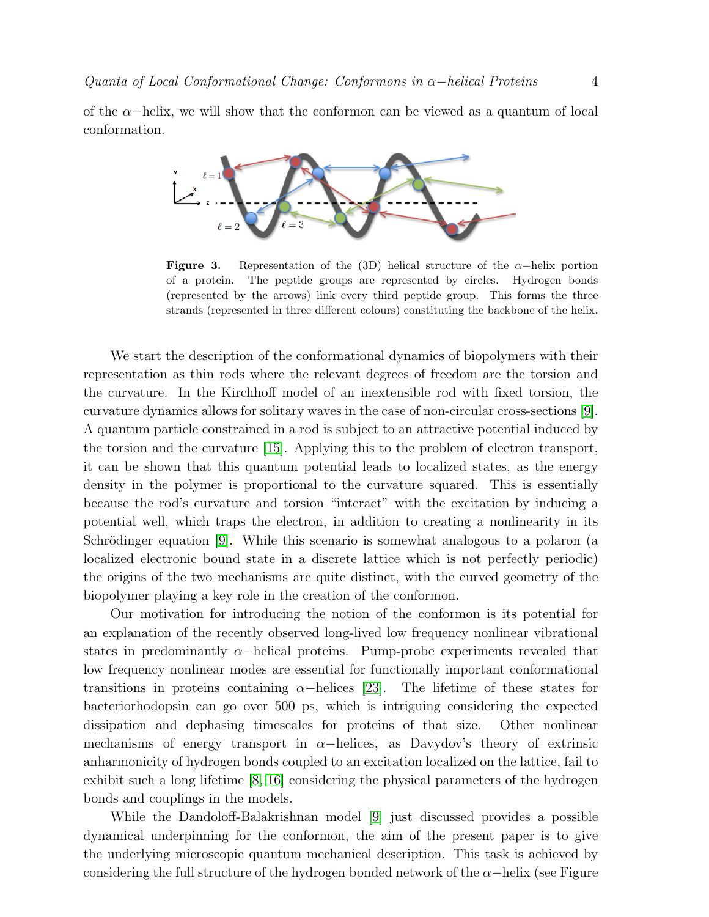of the $\alpha-$helix, we will show that the conformon can be viewed as a quantum of local conformation.

**Figure 3.** Representation of the (3D) helical structure of the $\alpha-$helix portion of a protein. The peptide groups are represented by circles. Hydrogen bonds (represented by the arrows) link every third peptide group. This forms the three strands (represented in three different colours) constituting the backbone of the helix.

We start the description of the conformational dynamics of biopolymers with their representation as thin rods where the relevant degrees of freedom are the torsion and the curvature. In the Kirchhoff model of an inextensible rod with fixed torsion, the curvature dynamics allows for solitary waves in the case of non-circular cross-sections [9]. A quantum particle constrained in a rod is subject to an attractive potential induced by the torsion and the curvature [15]. Applying this to the problem of electron transport, it can be shown that this quantum potential leads to localized states, as the energy density in the polymer is proportional to the curvature squared. This is essentially because the rod's curvature and torsion "interact" with the excitation by inducing a potential well, which traps the electron, in addition to creating a nonlinearity in its Schrödinger equation [9]. While this scenario is somewhat analogous to a polaron (a localized electronic bound state in a discrete lattice which is not perfectly periodic) the origins of the two mechanisms are quite distinct, with the curved geometry of the biopolymer playing a key role in the creation of the conformon.

Our motivation for introducing the notion of the conformon is its potential for an explanation of the recently observed long-lived low frequency nonlinear vibrational states in predominantly $\alpha-$helical proteins. Pump-probe experiments revealed that low frequency nonlinear modes are essential for functionally important conformational transitions in proteins containing $\alpha-$helices [23]. The lifetime of these states for bacteriorhodopsin can go over 500 ps, which is intriguing considering the expected dissipation and dephasing timescales for proteins of that size. Other nonlinear mechanisms of energy transport in $\alpha-$helices, as Davydov's theory of extrinsic anharmonicity of hydrogen bonds coupled to an excitation localized on the lattice, fail to exhibit such a long lifetime [8, 16] considering the physical parameters of the hydrogen bonds and couplings in the models.

While the Dandoloff-Balakrishnan model [9] just discussed provides a possible dynamical underpinning for the conformon, the aim of the present paper is to give the underlying microscopic quantum mechanical description. This task is achieved by considering the full structure of the hydrogen bonded network of the $\alpha-$helix (see Figure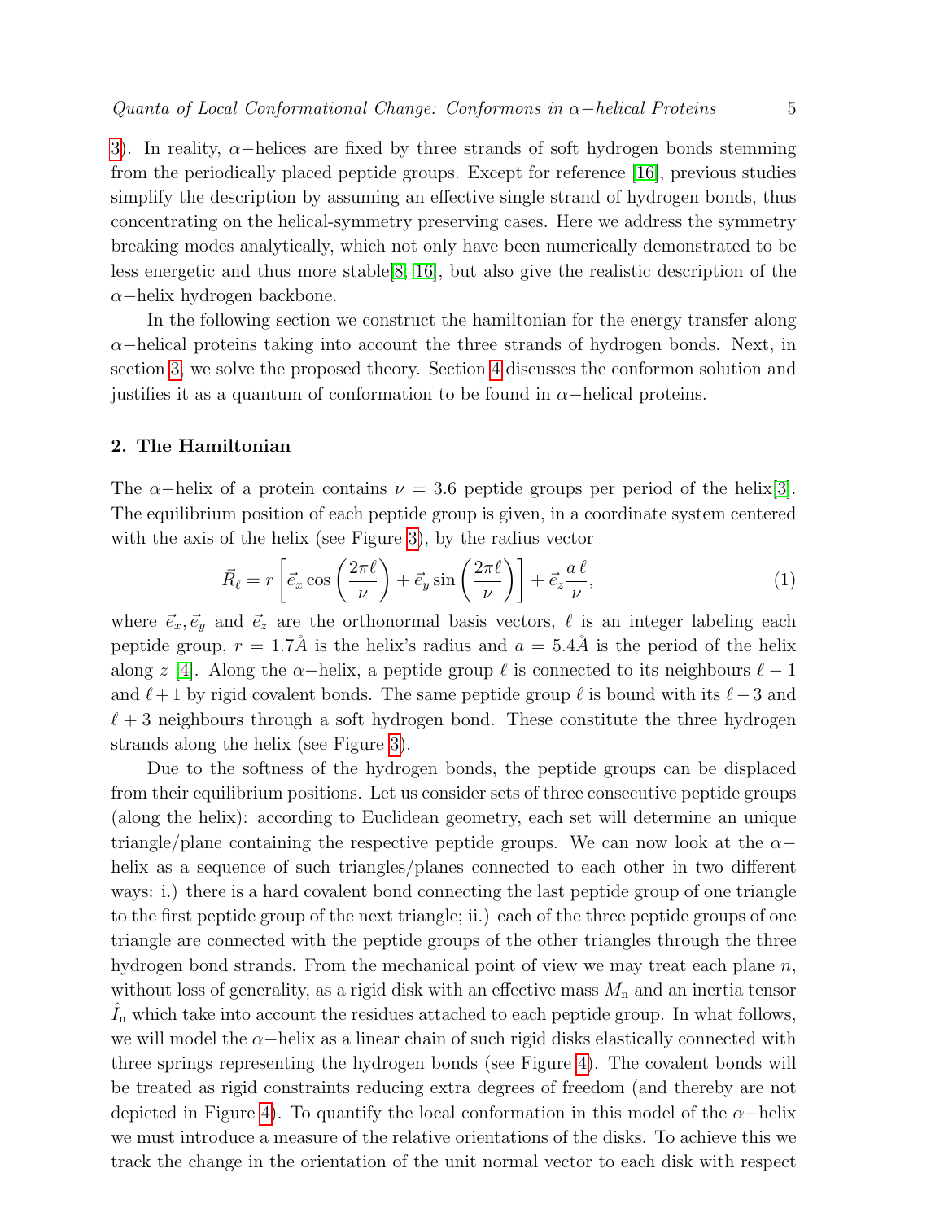3). In reality, $\alpha-$helices are fixed by three strands of soft hydrogen bonds stemming from the periodically placed peptide groups. Except for reference [16], previous studies simplify the description by assuming an effective single strand of hydrogen bonds, thus concentrating on the helical-symmetry preserving cases. Here we address the symmetry breaking modes analytically, which not only have been numerically demonstrated to be less energetic and thus more stable[8, 16], but also give the realistic description of the $\alpha-$helix hydrogen backbone.

In the following section we construct the hamiltonian for the energy transfer along $\alpha-$helical proteins taking into account the three strands of hydrogen bonds. Next, in section 3, we solve the proposed theory. Section 4 discusses the conformon solution and justifies it as a quantum of conformation to be found in $\alpha-$helical proteins.

## 2. The Hamiltonian

The $\alpha-$helix of a protein contains $\nu = 3.6$ peptide groups per period of the helix[3]. The equilibrium position of each peptide group is given, in a coordinate system centered with the axis of the helix (see Figure 3), by the radius vector

$$\vec{R}_\ell = r\left[\vec{e}_x \cos\left(\frac{2\pi\ell}{\nu}\right) + \vec{e}_y \sin\left(\frac{2\pi\ell}{\nu}\right)\right] + \vec{e}_z \frac{a\,\ell}{\nu}, \tag{1}$$

where $\vec{e}_x, \vec{e}_y$ and $\vec{e}_z$ are the orthonormal basis vectors, $\ell$ is an integer labeling each peptide group, $r = 1.7\mathring{A}$ is the helix's radius and $a = 5.4\mathring{A}$ is the period of the helix along $z$ [4]. Along the $\alpha-$helix, a peptide group $\ell$ is connected to its neighbours $\ell-1$ and $\ell+1$ by rigid covalent bonds. The same peptide group $\ell$ is bound with its $\ell-3$ and $\ell+3$ neighbours through a soft hydrogen bond. These constitute the three hydrogen strands along the helix (see Figure 3).

Due to the softness of the hydrogen bonds, the peptide groups can be displaced from their equilibrium positions. Let us consider sets of three consecutive peptide groups (along the helix): according to Euclidean geometry, each set will determine an unique triangle/plane containing the respective peptide groups. We can now look at the $\alpha-$helix as a sequence of such triangles/planes connected to each other in two different ways: i.) there is a hard covalent bond connecting the last peptide group of one triangle to the first peptide group of the next triangle; ii.) each of the three peptide groups of one triangle are connected with the peptide groups of the other triangles through the three hydrogen bond strands. From the mechanical point of view we may treat each plane $n$, without loss of generality, as a rigid disk with an effective mass $M_{\rm n}$ and an inertia tensor $\hat{I}_{\rm n}$ which take into account the residues attached to each peptide group. In what follows, we will model the $\alpha-$helix as a linear chain of such rigid disks elastically connected with three springs representing the hydrogen bonds (see Figure 4). The covalent bonds will be treated as rigid constraints reducing extra degrees of freedom (and thereby are not depicted in Figure 4). To quantify the local conformation in this model of the $\alpha-$helix we must introduce a measure of the relative orientations of the disks. To achieve this we track the change in the orientation of the unit normal vector to each disk with respect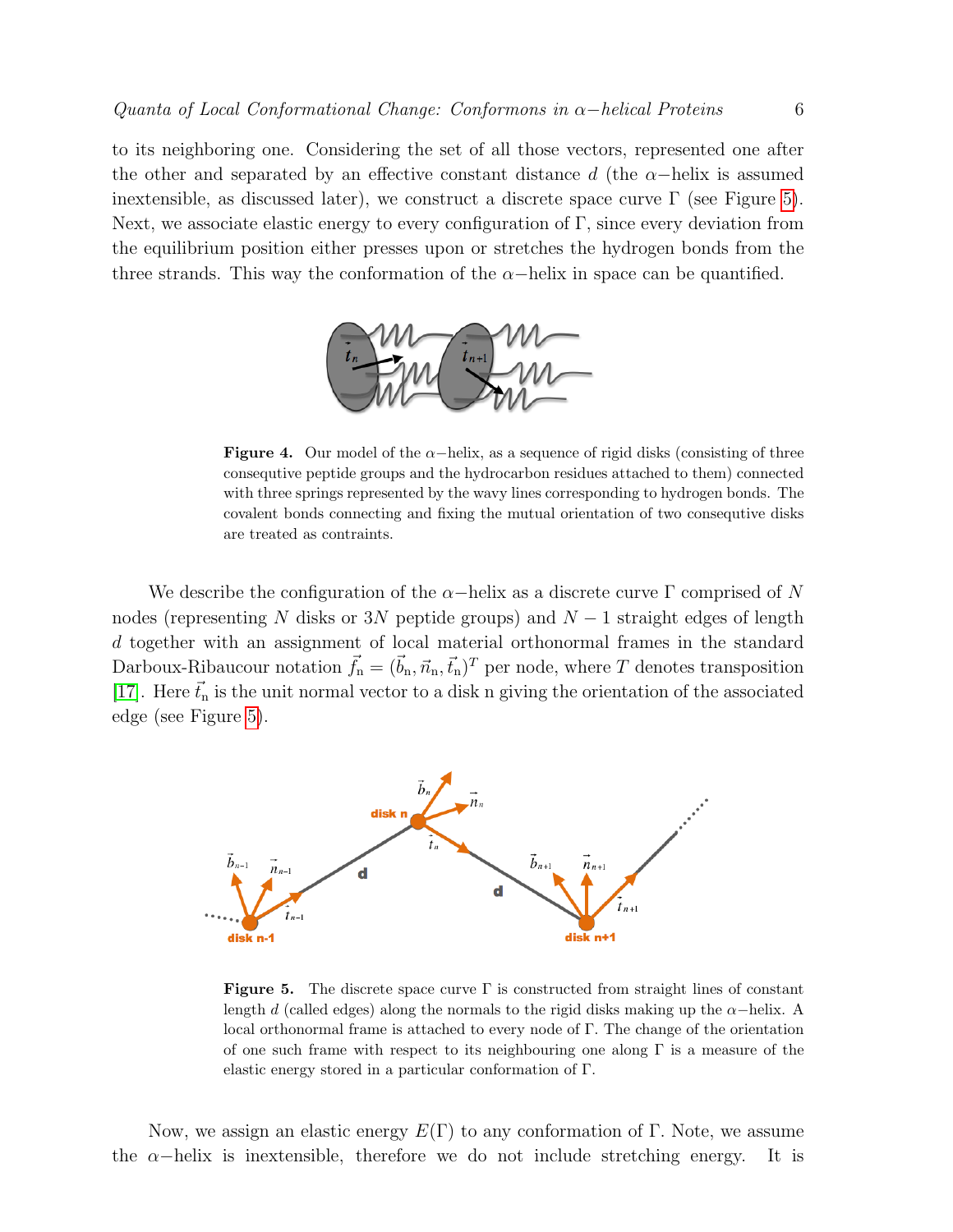to its neighboring one. Considering the set of all those vectors, represented one after the other and separated by an effective constant distance $d$ (the $\alpha-$helix is assumed inextensible, as discussed later), we construct a discrete space curve $\Gamma$ (see Figure 5). Next, we associate elastic energy to every configuration of $\Gamma$, since every deviation from the equilibrium position either presses upon or stretches the hydrogen bonds from the three strands. This way the conformation of the $\alpha-$helix in space can be quantified.

**Figure 4.** Our model of the $\alpha-$helix, as a sequence of rigid disks (consisting of three consequtive peptide groups and the hydrocarbon residues attached to them) connected with three springs represented by the wavy lines corresponding to hydrogen bonds. The covalent bonds connecting and fixing the mutual orientation of two consequtive disks are treated as contraints.

We describe the configuration of the $\alpha-$helix as a discrete curve $\Gamma$ comprised of $N$ nodes (representing $N$ disks or $3N$ peptide groups) and $N-1$ straight edges of length $d$ together with an assignment of local material orthonormal frames in the standard Darboux-Ribaucour notation $\vec{f}_{\rm n} = (\vec{b}_{\rm n}, \vec{n}_{\rm n}, \vec{t}_{\rm n})^T$ per node, where $T$ denotes transposition [17]. Here $\vec{t}_{\rm n}$ is the unit normal vector to a disk n giving the orientation of the associated edge (see Figure 5).

**Figure 5.** The discrete space curve $\Gamma$ is constructed from straight lines of constant length $d$ (called edges) along the normals to the rigid disks making up the $\alpha-$helix. A local orthonormal frame is attached to every node of $\Gamma$. The change of the orientation of one such frame with respect to its neighbouring one along $\Gamma$ is a measure of the elastic energy stored in a particular conformation of $\Gamma$.

Now, we assign an elastic energy $E(\Gamma)$ to any conformation of $\Gamma$. Note, we assume the $\alpha-$helix is inextensible, therefore we do not include stretching energy. It is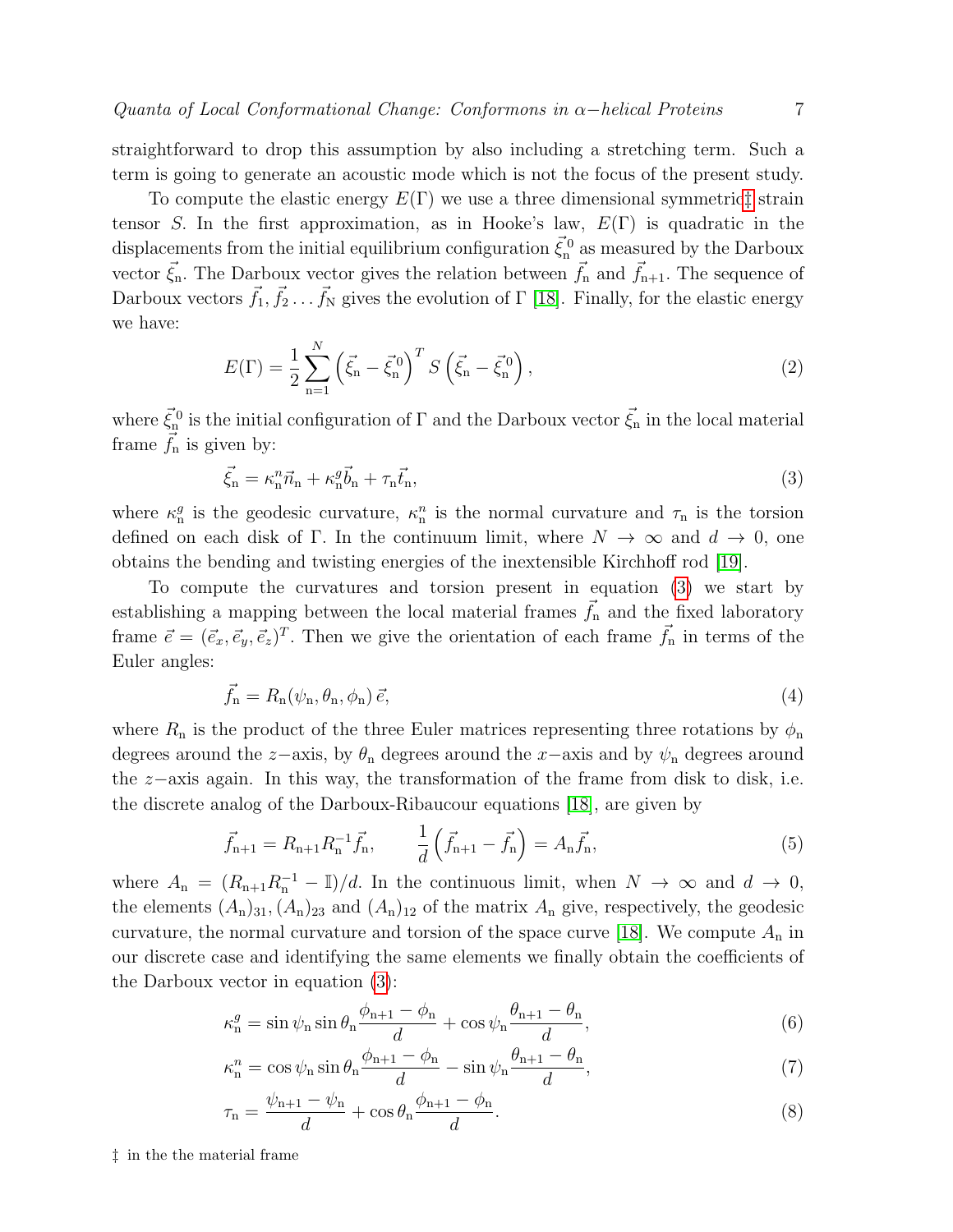straightforward to drop this assumption by also including a stretching term. Such a term is going to generate an acoustic mode which is not the focus of the present study.

To compute the elastic energy $E(\Gamma)$ we use a three dimensional symmetric‡ strain tensor $S$. In the first approximation, as in Hooke's law, $E(\Gamma)$ is quadratic in the displacements from the initial equilibrium configuration $\vec{\xi}_{\rm n}^{\,0}$ as measured by the Darboux vector $\vec{\xi}_{\rm n}$. The Darboux vector gives the relation between $\vec{f}_{\rm n}$ and $\vec{f}_{\rm n+1}$. The sequence of Darboux vectors $\vec{f}_1, \vec{f}_2 \ldots \vec{f}_{\rm N}$ gives the evolution of $\Gamma$ [18]. Finally, for the elastic energy we have:

$$
E(\Gamma) = \frac{1}{2} \sum_{\rm n=1}^{N} \left( \vec{\xi}_{\rm n} - \vec{\xi}_{\rm n}^{\,0} \right)^T S \left( \vec{\xi}_{\rm n} - \vec{\xi}_{\rm n}^{\,0} \right), \tag{2}
$$

where $\vec{\xi}_{\rm n}^{\,0}$ is the initial configuration of $\Gamma$ and the Darboux vector $\vec{\xi}_{\rm n}$ in the local material frame $\vec{f}_{\rm n}$ is given by:

$$
\vec{\xi}_{\rm n} = \kappa_{\rm n}^{n} \vec{n}_{\rm n} + \kappa_{\rm n}^{g} \vec{b}_{\rm n} + \tau_{\rm n} \vec{t}_{\rm n}, \tag{3}
$$

where $\kappa_{\rm n}^{g}$ is the geodesic curvature, $\kappa_{\rm n}^{n}$ is the normal curvature and $\tau_{\rm n}$ is the torsion defined on each disk of $\Gamma$. In the continuum limit, where $N \to \infty$ and $d \to 0$, one obtains the bending and twisting energies of the inextensible Kirchhoff rod [19].

To compute the curvatures and torsion present in equation (3) we start by establishing a mapping between the local material frames $\vec{f}_{\rm n}$ and the fixed laboratory frame $\vec{e} = (\vec{e}_x, \vec{e}_y, \vec{e}_z)^T$. Then we give the orientation of each frame $\vec{f}_{\rm n}$ in terms of the Euler angles:

$$
\vec{f}_{\rm n} = R_{\rm n}(\psi_{\rm n}, \theta_{\rm n}, \phi_{\rm n})\, \vec{e}, \tag{4}
$$

where $R_{\rm n}$ is the product of the three Euler matrices representing three rotations by $\phi_{\rm n}$ degrees around the $z-$axis, by $\theta_{\rm n}$ degrees around the $x-$axis and by $\psi_{\rm n}$ degrees around the $z-$axis again. In this way, the transformation of the frame from disk to disk, i.e. the discrete analog of the Darboux-Ribaucour equations [18], are given by

$$
\vec{f}_{\rm n+1} = R_{\rm n+1} R_{\rm n}^{-1} \vec{f}_{\rm n}, \qquad \frac{1}{d}\left( \vec{f}_{\rm n+1} - \vec{f}_{\rm n} \right) = A_{\rm n} \vec{f}_{\rm n}, \tag{5}
$$

where $A_{\rm n} = (R_{\rm n+1} R_{\rm n}^{-1} - \mathbb{I})/d$. In the continuous limit, when $N \to \infty$ and $d \to 0$, the elements $(A_{\rm n})_{31}, (A_{\rm n})_{23}$ and $(A_{\rm n})_{12}$ of the matrix $A_{\rm n}$ give, respectively, the geodesic curvature, the normal curvature and torsion of the space curve [18]. We compute $A_{\rm n}$ in our discrete case and identifying the same elements we finally obtain the coefficients of the Darboux vector in equation (3):

$$
\kappa_{\rm n}^{g} = \sin\psi_{\rm n} \sin\theta_{\rm n} \frac{\phi_{\rm n+1} - \phi_{\rm n}}{d} + \cos\psi_{\rm n} \frac{\theta_{\rm n+1} - \theta_{\rm n}}{d}, \tag{6}
$$

$$
\kappa_{\rm n}^{n} = \cos\psi_{\rm n} \sin\theta_{\rm n} \frac{\phi_{\rm n+1} - \phi_{\rm n}}{d} - \sin\psi_{\rm n} \frac{\theta_{\rm n+1} - \theta_{\rm n}}{d}, \tag{7}
$$

$$
\tau_{\rm n} = \frac{\psi_{\rm n+1} - \psi_{\rm n}}{d} + \cos\theta_{\rm n} \frac{\phi_{\rm n+1} - \phi_{\rm n}}{d}. \tag{8}
$$

‡ in the the material frame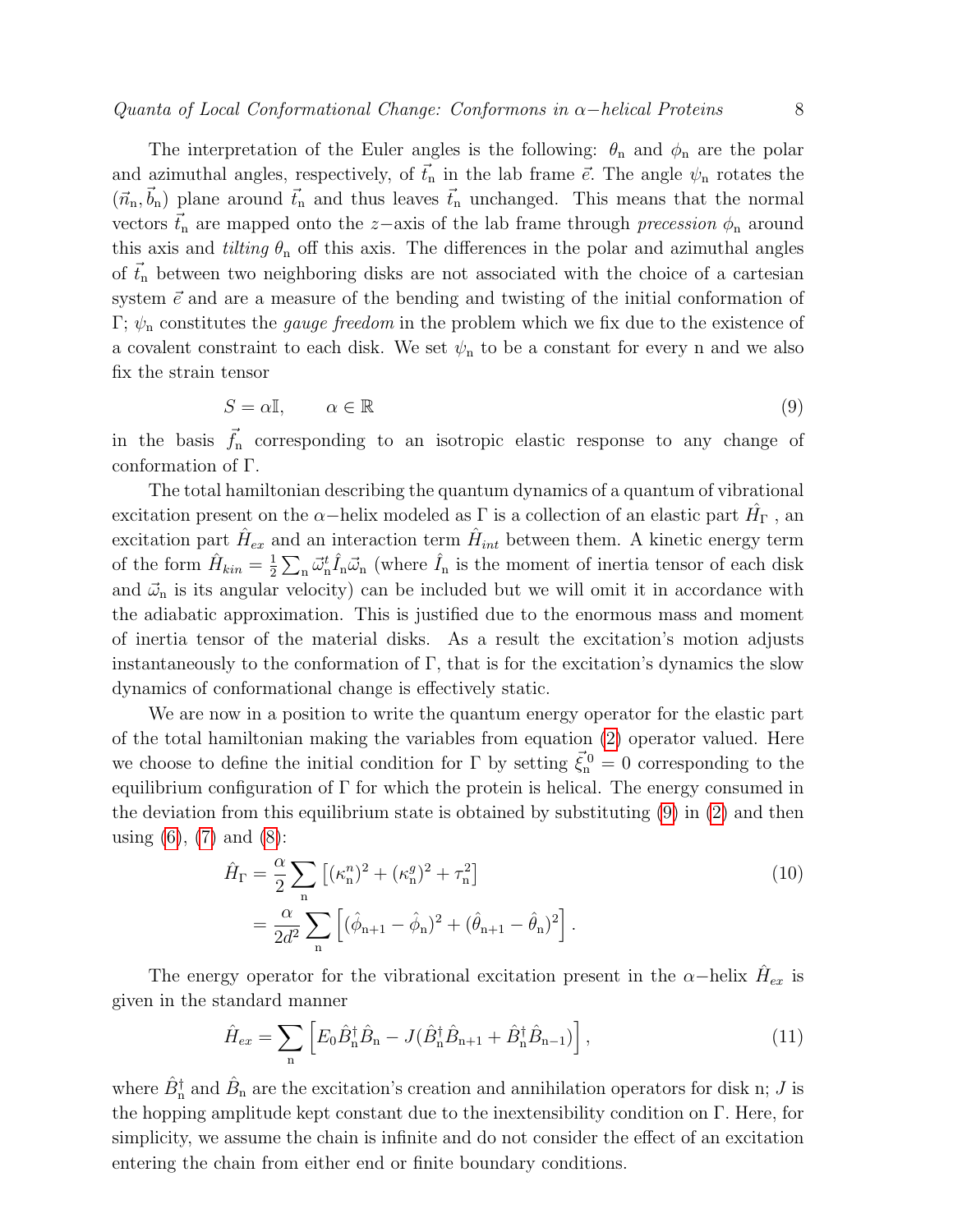The interpretation of the Euler angles is the following: $\theta_{\rm n}$ and $\phi_{\rm n}$ are the polar and azimuthal angles, respectively, of $\vec{t}_{\rm n}$ in the lab frame $\vec{e}$. The angle $\psi_{\rm n}$ rotates the $(\vec{n}_{\rm n}, \vec{b}_{\rm n})$ plane around $\vec{t}_{\rm n}$ and thus leaves $\vec{t}_{\rm n}$ unchanged. This means that the normal vectors $\vec{t}_{\rm n}$ are mapped onto the $z-$axis of the lab frame through *precession* $\phi_{\rm n}$ around this axis and *tilting* $\theta_{\rm n}$ off this axis. The differences in the polar and azimuthal angles of $\vec{t}_{\rm n}$ between two neighboring disks are not associated with the choice of a cartesian system $\vec{e}$ and are a measure of the bending and twisting of the initial conformation of $\Gamma$; $\psi_{\rm n}$ constitutes the *gauge freedom* in the problem which we fix due to the existence of a covalent constraint to each disk. We set $\psi_{\rm n}$ to be a constant for every n and we also fix the strain tensor

$$S = \alpha \mathbb{I}, \qquad \alpha \in \mathbb{R} \tag{9}$$

in the basis $\vec{f}_{\rm n}$ corresponding to an isotropic elastic response to any change of conformation of $\Gamma$.

The total hamiltonian describing the quantum dynamics of a quantum of vibrational excitation present on the $\alpha-$helix modeled as $\Gamma$ is a collection of an elastic part $\hat{H}_{\Gamma}$ , an excitation part $\hat{H}_{ex}$ and an interaction term $\hat{H}_{int}$ between them. A kinetic energy term of the form $\hat{H}_{kin} = \frac{1}{2}\sum_{\rm n} \vec{\omega}_{\rm n}^t \hat{I}_{\rm n} \vec{\omega}_{\rm n}$ (where $\hat{I}_{\rm n}$ is the moment of inertia tensor of each disk and $\vec{\omega}_{\rm n}$ is its angular velocity) can be included but we will omit it in accordance with the adiabatic approximation. This is justified due to the enormous mass and moment of inertia tensor of the material disks. As a result the excitation's motion adjusts instantaneously to the conformation of $\Gamma$, that is for the excitation's dynamics the slow dynamics of conformational change is effectively static.

We are now in a position to write the quantum energy operator for the elastic part of the total hamiltonian making the variables from equation (2) operator valued. Here we choose to define the initial condition for $\Gamma$ by setting $\vec{\xi}_{\rm n}^{\,0} = 0$ corresponding to the equilibrium configuration of $\Gamma$ for which the protein is helical. The energy consumed in the deviation from this equilibrium state is obtained by substituting (9) in (2) and then using (6), (7) and (8):

$$\begin{aligned} \hat{H}_{\Gamma} &= \frac{\alpha}{2} \sum_{\rm n} \left[ (\kappa_{\rm n}^n)^2 + (\kappa_{\rm n}^g)^2 + \tau_{\rm n}^2 \right] \\ &= \frac{\alpha}{2d^2} \sum_{\rm n} \left[ (\hat{\phi}_{\rm n+1} - \hat{\phi}_{\rm n})^2 + (\hat{\theta}_{\rm n+1} - \hat{\theta}_{\rm n})^2 \right]. \end{aligned} \tag{10}$$

The energy operator for the vibrational excitation present in the $\alpha-$helix $\hat{H}_{ex}$ is given in the standard manner

$$\hat{H}_{ex} = \sum_{\rm n} \left[ E_0 \hat{B}_{\rm n}^\dagger \hat{B}_{\rm n} - J(\hat{B}_{\rm n}^\dagger \hat{B}_{\rm n+1} + \hat{B}_{\rm n}^\dagger \hat{B}_{\rm n-1}) \right], \tag{11}$$

where $\hat{B}_{\rm n}^\dagger$ and $\hat{B}_{\rm n}$ are the excitation's creation and annihilation operators for disk n; $J$ is the hopping amplitude kept constant due to the inextensibility condition on $\Gamma$. Here, for simplicity, we assume the chain is infinite and do not consider the effect of an excitation entering the chain from either end or finite boundary conditions.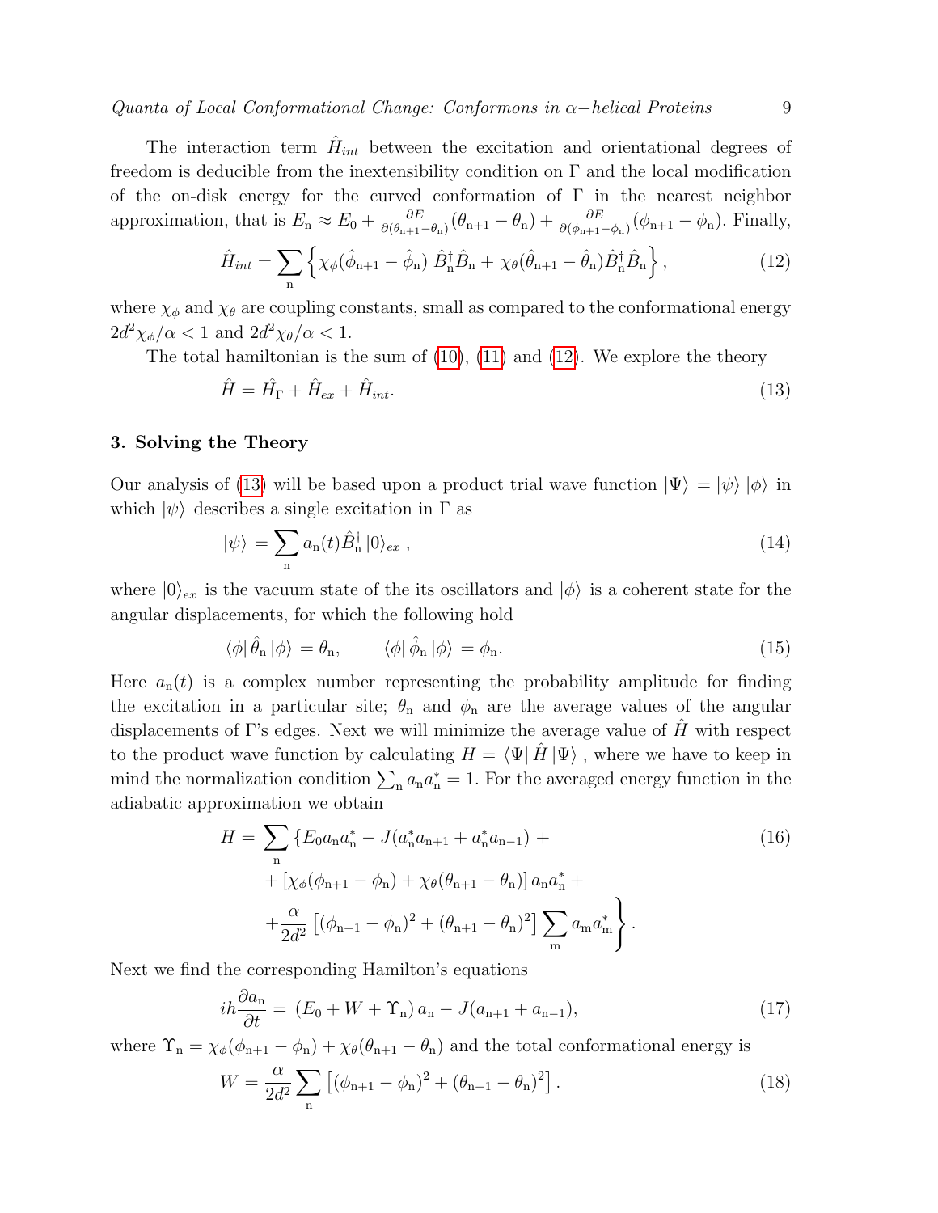The interaction term $\hat{H}_{int}$ between the excitation and orientational degrees of freedom is deducible from the inextensibility condition on $\Gamma$ and the local modification of the on-disk energy for the curved conformation of $\Gamma$ in the nearest neighbor approximation, that is $E_{\rm n} \approx E_0 + \frac{\partial E}{\partial(\theta_{\rm n+1}-\theta_{\rm n})}(\theta_{\rm n+1}-\theta_{\rm n}) + \frac{\partial E}{\partial(\phi_{\rm n+1}-\phi_{\rm n})}(\phi_{\rm n+1}-\phi_{\rm n})$. Finally,

$$\hat{H}_{int} = \sum_{\rm n} \left\{ \chi_\phi(\hat{\phi}_{\rm n+1} - \hat{\phi}_{\rm n})\, \hat{B}^\dagger_{\rm n}\hat{B}_{\rm n} + \chi_\theta(\hat{\theta}_{\rm n+1} - \hat{\theta}_{\rm n})\hat{B}^\dagger_{\rm n}\hat{B}_{\rm n} \right\}, \tag{12}$$

where $\chi_\phi$ and $\chi_\theta$ are coupling constants, small as compared to the conformational energy $2d^2\chi_\phi/\alpha < 1$ and $2d^2\chi_\theta/\alpha < 1$.

The total hamiltonian is the sum of (10), (11) and (12). We explore the theory

$$\hat{H} = \hat{H}_\Gamma + \hat{H}_{ex} + \hat{H}_{int}. \tag{13}$$

## 3. Solving the Theory

Our analysis of (13) will be based upon a product trial wave function $|\Psi\rangle = |\psi\rangle\,|\phi\rangle$ in which $|\psi\rangle$ describes a single excitation in $\Gamma$ as

$$|\psi\rangle = \sum_{\rm n} a_{\rm n}(t)\hat{B}^\dagger_{\rm n}\,|0\rangle_{ex}\,, \tag{14}$$

where $|0\rangle_{ex}$ is the vacuum state of the its oscillators and $|\phi\rangle$ is a coherent state for the angular displacements, for which the following hold

$$\langle\phi|\,\hat{\theta}_{\rm n}\,|\phi\rangle = \theta_{\rm n}, \qquad \langle\phi|\,\hat{\phi}_{\rm n}\,|\phi\rangle = \phi_{\rm n}. \tag{15}$$

Here $a_{\rm n}(t)$ is a complex number representing the probability amplitude for finding the excitation in a particular site; $\theta_{\rm n}$ and $\phi_{\rm n}$ are the average values of the angular displacements of $\Gamma$'s edges. Next we will minimize the average value of $\hat{H}$ with respect to the product wave function by calculating $H = \langle\Psi|\,\hat{H}\,|\Psi\rangle$, where we have to keep in mind the normalization condition $\sum_{\rm n} a_{\rm n}a^*_{\rm n} = 1$. For the averaged energy function in the adiabatic approximation we obtain

$$\begin{aligned} H = \sum_{\rm n} \Big\{ & E_0 a_{\rm n}a^*_{\rm n} - J(a^*_{\rm n}a_{\rm n+1} + a^*_{\rm n}a_{\rm n-1}) + \\ & + \left[\chi_\phi(\phi_{\rm n+1} - \phi_{\rm n}) + \chi_\theta(\theta_{\rm n+1} - \theta_{\rm n})\right] a_{\rm n}a^*_{\rm n} + \\ & + \frac{\alpha}{2d^2}\left[(\phi_{\rm n+1} - \phi_{\rm n})^2 + (\theta_{\rm n+1} - \theta_{\rm n})^2\right] \sum_{\rm m} a_{\rm m}a^*_{\rm m} \Big\}. \end{aligned} \tag{16}$$

Next we find the corresponding Hamilton's equations

$$i\hbar\frac{\partial a_{\rm n}}{\partial t} = \left(E_0 + W + \Upsilon_{\rm n}\right) a_{\rm n} - J(a_{\rm n+1} + a_{\rm n-1}), \tag{17}$$

where $\Upsilon_{\rm n} = \chi_\phi(\phi_{\rm n+1} - \phi_{\rm n}) + \chi_\theta(\theta_{\rm n+1} - \theta_{\rm n})$ and the total conformational energy is

$$W = \frac{\alpha}{2d^2}\sum_{\rm n}\left[(\phi_{\rm n+1} - \phi_{\rm n})^2 + (\theta_{\rm n+1} - \theta_{\rm n})^2\right]. \tag{18}$$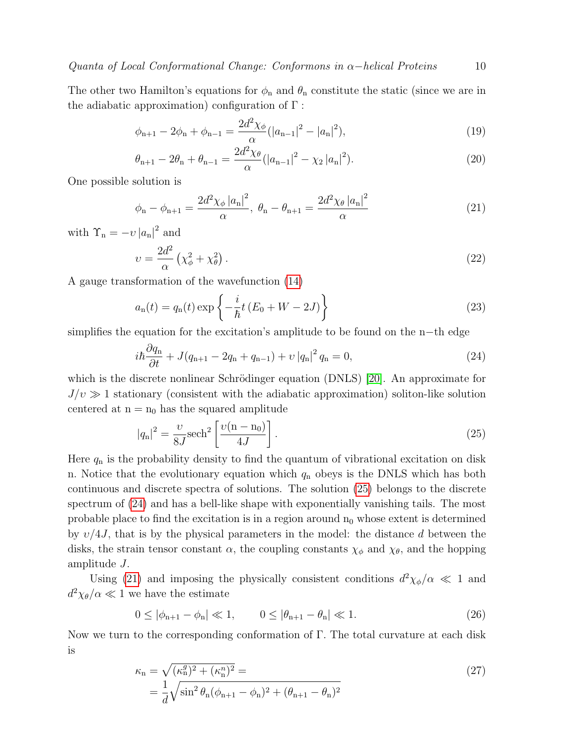The other two Hamilton's equations for $\phi_{\rm n}$ and $\theta_{\rm n}$ constitute the static (since we are in the adiabatic approximation) configuration of $\Gamma$ :

$$\phi_{\rm n+1} - 2\phi_{\rm n} + \phi_{\rm n-1} = \frac{2d^2\chi_\phi}{\alpha}(|a_{\rm n-1}|^2 - |a_{\rm n}|^2), \tag{19}$$

$$\theta_{\rm n+1} - 2\theta_{\rm n} + \theta_{\rm n-1} = \frac{2d^2\chi_\theta}{\alpha}(|a_{\rm n-1}|^2 - \chi_2 |a_{\rm n}|^2). \tag{20}$$

One possible solution is

$$\phi_{\rm n} - \phi_{\rm n+1} = \frac{2d^2\chi_\phi |a_{\rm n}|^2}{\alpha}, \ \theta_{\rm n} - \theta_{\rm n+1} = \frac{2d^2\chi_\theta |a_{\rm n}|^2}{\alpha} \tag{21}$$

with $\Upsilon_{\rm n} = -\upsilon |a_{\rm n}|^2$ and

$$\upsilon = \frac{2d^2}{\alpha}\left(\chi_\phi^2 + \chi_\theta^2\right). \tag{22}$$

A gauge transformation of the wavefunction (14)

$$a_{\rm n}(t) = q_{\rm n}(t)\exp\left\{-\frac{i}{\hbar}t\left(E_0 + W - 2J\right)\right\} \tag{23}$$

simplifies the equation for the excitation's amplitude to be found on the n−th edge

$$i\hbar\frac{\partial q_{\rm n}}{\partial t} + J(q_{\rm n+1} - 2q_{\rm n} + q_{\rm n-1}) + \upsilon |q_{\rm n}|^2 q_{\rm n} = 0, \tag{24}$$

which is the discrete nonlinear Schrödinger equation (DNLS) [20]. An approximate for $J/\upsilon \gg 1$ stationary (consistent with the adiabatic approximation) soliton-like solution centered at $\rm n = n_0$ has the squared amplitude

$$|q_{\rm n}|^2 = \frac{\upsilon}{8J}{\rm sech}^2\left[\frac{\upsilon({\rm n} - {\rm n}_0)}{4J}\right]. \tag{25}$$

Here $q_{\rm n}$ is the probability density to find the quantum of vibrational excitation on disk n. Notice that the evolutionary equation which $q_{\rm n}$ obeys is the DNLS which has both continuous and discrete spectra of solutions. The solution (25) belongs to the discrete spectrum of (24) and has a bell-like shape with exponentially vanishing tails. The most probable place to find the excitation is in a region around $\rm n_0$ whose extent is determined by $\upsilon/4J$, that is by the physical parameters in the model: the distance $d$ between the disks, the strain tensor constant $\alpha$, the coupling constants $\chi_\phi$ and $\chi_\theta$, and the hopping amplitude $J$.

Using (21) and imposing the physically consistent conditions $d^2\chi_\phi/\alpha \ll 1$ and $d^2\chi_\theta/\alpha \ll 1$ we have the estimate

$$0 \leq |\phi_{\rm n+1} - \phi_{\rm n}| \ll 1, \qquad 0 \leq |\theta_{\rm n+1} - \theta_{\rm n}| \ll 1. \tag{26}$$

Now we turn to the corresponding conformation of $\Gamma$. The total curvature at each disk is

$$\begin{aligned} \kappa_{\rm n} &= \sqrt{(\kappa_{\rm n}^g)^2 + (\kappa_{\rm n}^n)^2} = \\ &= \frac{1}{d}\sqrt{\sin^2\theta_{\rm n}(\phi_{\rm n+1} - \phi_{\rm n})^2 + (\theta_{\rm n+1} - \theta_{\rm n})^2} \end{aligned} \tag{27}$$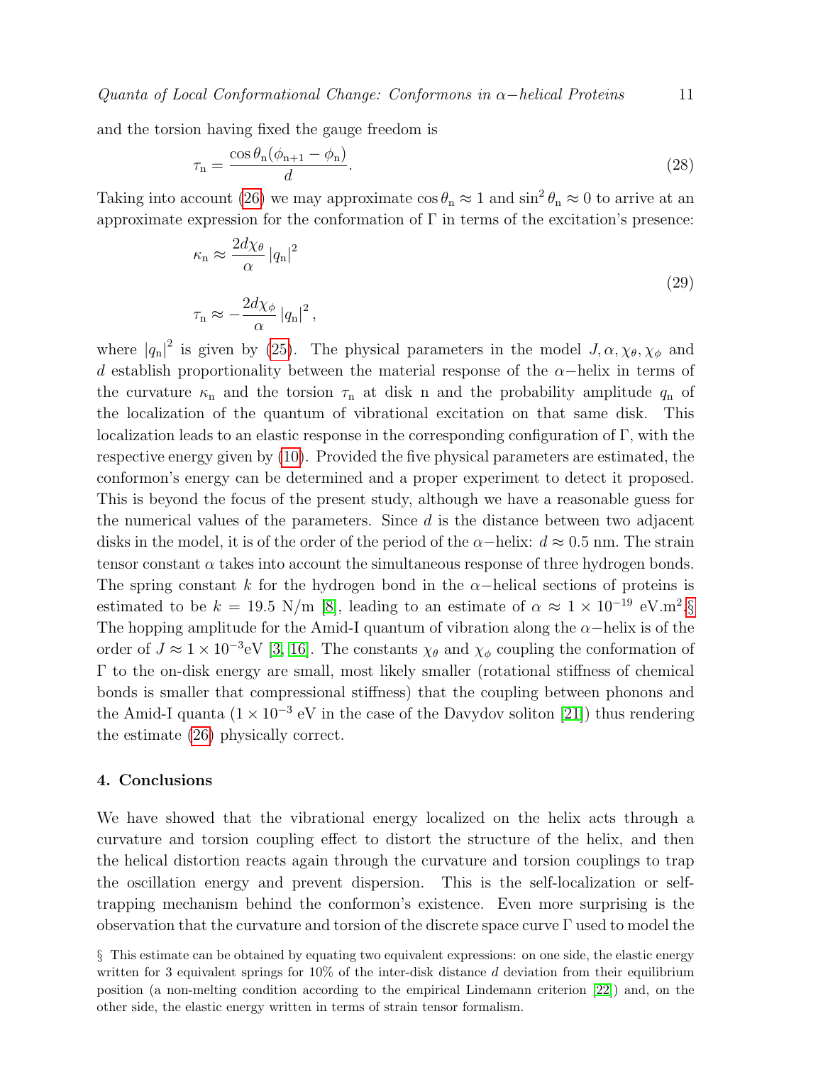and the torsion having fixed the gauge freedom is

$$\tau_{\rm n} = \frac{\cos\theta_{\rm n}(\phi_{\rm n+1} - \phi_{\rm n})}{d}. \tag{28}$$

Taking into account (26) we may approximate $\cos\theta_{\rm n} \approx 1$ and $\sin^2\theta_{\rm n} \approx 0$ to arrive at an approximate expression for the conformation of $\Gamma$ in terms of the excitation's presence:

$$\begin{aligned}
\kappa_{\rm n} &\approx \frac{2d\chi_\theta}{\alpha}\left|q_{\rm n}\right|^2 \\
\tau_{\rm n} &\approx -\frac{2d\chi_\phi}{\alpha}\left|q_{\rm n}\right|^2,
\end{aligned} \tag{29}$$

where $|q_{\rm n}|^2$ is given by (25). The physical parameters in the model $J, \alpha, \chi_\theta, \chi_\phi$ and $d$ establish proportionality between the material response of the $\alpha-$helix in terms of the curvature $\kappa_{\rm n}$ and the torsion $\tau_{\rm n}$ at disk n and the probability amplitude $q_{\rm n}$ of the localization of the quantum of vibrational excitation on that same disk. This localization leads to an elastic response in the corresponding configuration of $\Gamma$, with the respective energy given by (10). Provided the five physical parameters are estimated, the conformon's energy can be determined and a proper experiment to detect it proposed. This is beyond the focus of the present study, although we have a reasonable guess for the numerical values of the parameters. Since $d$ is the distance between two adjacent disks in the model, it is of the order of the period of the $\alpha-$helix: $d \approx 0.5$ nm. The strain tensor constant $\alpha$ takes into account the simultaneous response of three hydrogen bonds. The spring constant $k$ for the hydrogen bond in the $\alpha-$helical sections of proteins is estimated to be $k = 19.5$ N/m [8], leading to an estimate of $\alpha \approx 1 \times 10^{-19}$ eV.m$^2$.§ The hopping amplitude for the Amid-I quantum of vibration along the $\alpha-$helix is of the order of $J \approx 1 \times 10^{-3}$eV [3, 16]. The constants $\chi_\theta$ and $\chi_\phi$ coupling the conformation of $\Gamma$ to the on-disk energy are small, most likely smaller (rotational stiffness of chemical bonds is smaller that compressional stiffness) that the coupling between phonons and the Amid-I quanta ($1 \times 10^{-3}$ eV in the case of the Davydov soliton [21]) thus rendering the estimate (26) physically correct.

## 4. Conclusions

We have showed that the vibrational energy localized on the helix acts through a curvature and torsion coupling effect to distort the structure of the helix, and then the helical distortion reacts again through the curvature and torsion couplings to trap the oscillation energy and prevent dispersion. This is the self-localization or self-trapping mechanism behind the conformon's existence. Even more surprising is the observation that the curvature and torsion of the discrete space curve $\Gamma$ used to model the

§ This estimate can be obtained by equating two equivalent expressions: on one side, the elastic energy written for 3 equivalent springs for 10% of the inter-disk distance $d$ deviation from their equilibrium position (a non-melting condition according to the empirical Lindemann criterion [22]) and, on the other side, the elastic energy written in terms of strain tensor formalism.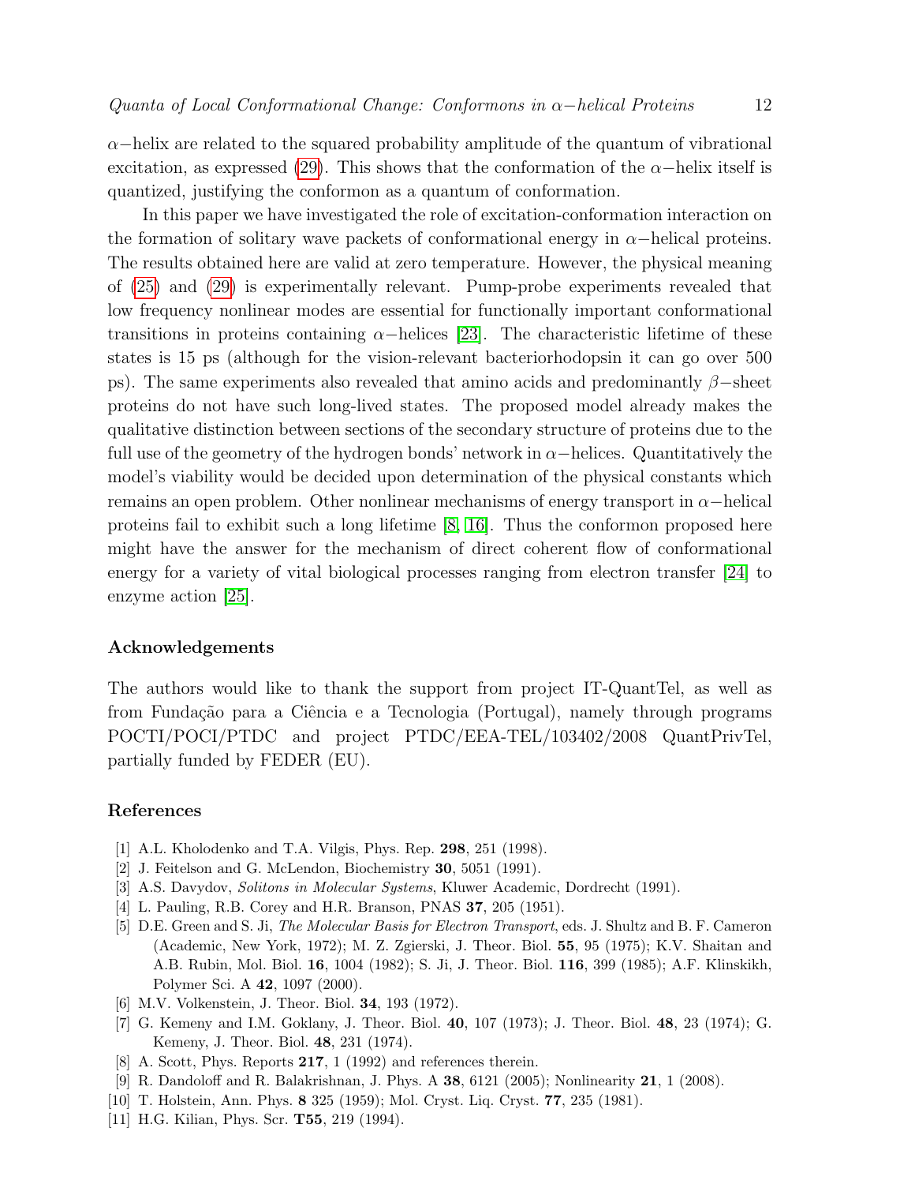$\alpha-$helix are related to the squared probability amplitude of the quantum of vibrational excitation, as expressed (29). This shows that the conformation of the $\alpha-$helix itself is quantized, justifying the conformon as a quantum of conformation.

In this paper we have investigated the role of excitation-conformation interaction on the formation of solitary wave packets of conformational energy in $\alpha-$helical proteins. The results obtained here are valid at zero temperature. However, the physical meaning of (25) and (29) is experimentally relevant. Pump-probe experiments revealed that low frequency nonlinear modes are essential for functionally important conformational transitions in proteins containing $\alpha-$helices [23]. The characteristic lifetime of these states is 15 ps (although for the vision-relevant bacteriorhodopsin it can go over 500 ps). The same experiments also revealed that amino acids and predominantly $\beta-$sheet proteins do not have such long-lived states. The proposed model already makes the qualitative distinction between sections of the secondary structure of proteins due to the full use of the geometry of the hydrogen bonds' network in $\alpha-$helices. Quantitatively the model's viability would be decided upon determination of the physical constants which remains an open problem. Other nonlinear mechanisms of energy transport in $\alpha-$helical proteins fail to exhibit such a long lifetime [8, 16]. Thus the conformon proposed here might have the answer for the mechanism of direct coherent flow of conformational energy for a variety of vital biological processes ranging from electron transfer [24] to enzyme action [25].

## Acknowledgements

The authors would like to thank the support from project IT-QuantTel, as well as from Fundação para a Ciência e a Tecnologia (Portugal), namely through programs POCTI/POCI/PTDC and project PTDC/EEA-TEL/103402/2008 QuantPrivTel, partially funded by FEDER (EU).

## References

[1] A.L. Kholodenko and T.A. Vilgis, Phys. Rep. **298**, 251 (1998).

[2] J. Feitelson and G. McLendon, Biochemistry **30**, 5051 (1991).

[3] A.S. Davydov, *Solitons in Molecular Systems*, Kluwer Academic, Dordrecht (1991).

[4] L. Pauling, R.B. Corey and H.R. Branson, PNAS **37**, 205 (1951).

[5] D.E. Green and S. Ji, *The Molecular Basis for Electron Transport*, eds. J. Shultz and B. F. Cameron (Academic, New York, 1972); M. Z. Zgierski, J. Theor. Biol. **55**, 95 (1975); K.V. Shaitan and A.B. Rubin, Mol. Biol. **16**, 1004 (1982); S. Ji, J. Theor. Biol. **116**, 399 (1985); A.F. Klinskikh, Polymer Sci. A **42**, 1097 (2000).

[6] M.V. Volkenstein, J. Theor. Biol. **34**, 193 (1972).

[7] G. Kemeny and I.M. Goklany, J. Theor. Biol. **40**, 107 (1973); J. Theor. Biol. **48**, 23 (1974); G. Kemeny, J. Theor. Biol. **48**, 231 (1974).

[8] A. Scott, Phys. Reports **217**, 1 (1992) and references therein.

[9] R. Dandoloff and R. Balakrishnan, J. Phys. A **38**, 6121 (2005); Nonlinearity **21**, 1 (2008).

[10] T. Holstein, Ann. Phys. **8** 325 (1959); Mol. Cryst. Liq. Cryst. **77**, 235 (1981).

[11] H.G. Kilian, Phys. Scr. **T55**, 219 (1994).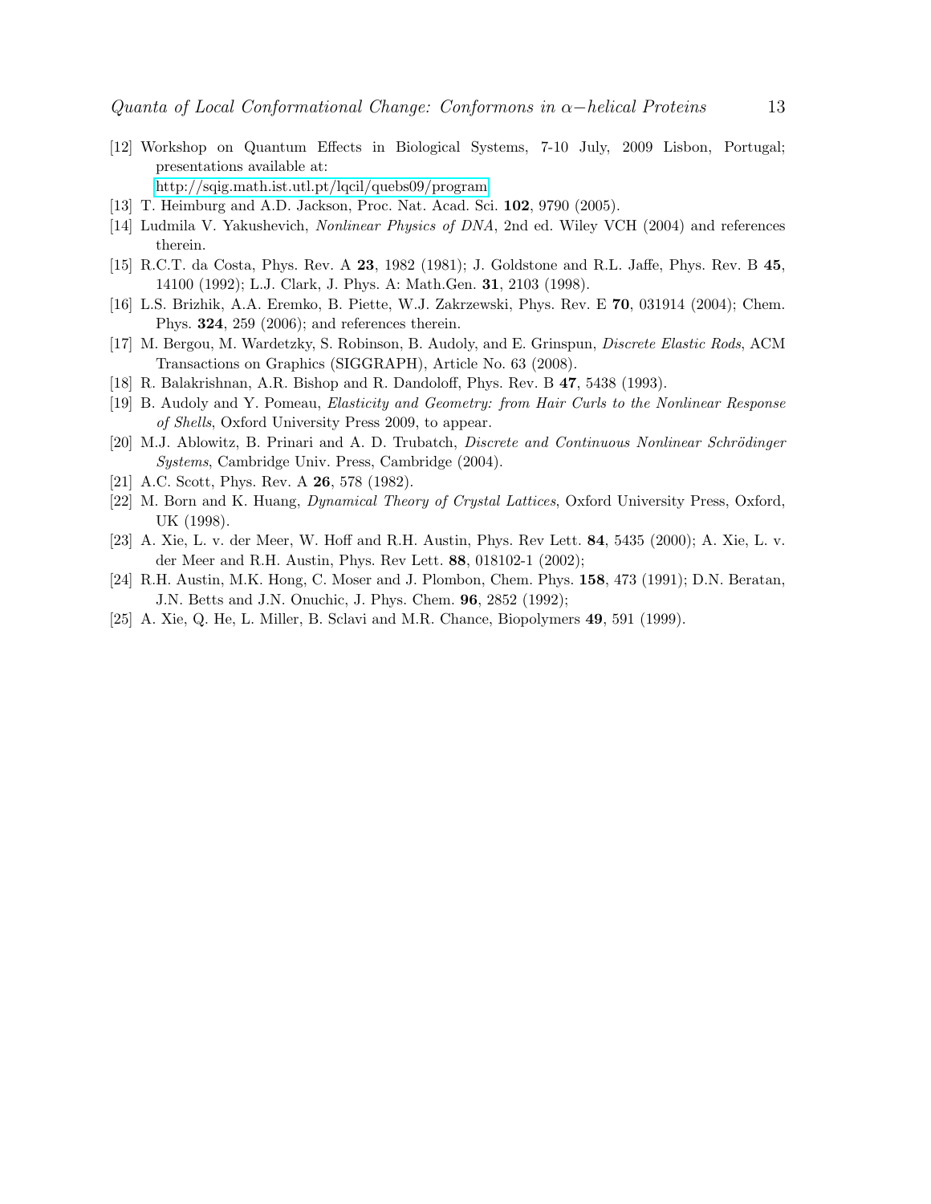[12] Workshop on Quantum Effects in Biological Systems, 7-10 July, 2009 Lisbon, Portugal; presentations available at:
http://sqig.math.ist.utl.pt/lqcil/quebs09/program

[13] T. Heimburg and A.D. Jackson, Proc. Nat. Acad. Sci. **102**, 9790 (2005).

[14] Ludmila V. Yakushevich, *Nonlinear Physics of DNA*, 2nd ed. Wiley VCH (2004) and references therein.

[15] R.C.T. da Costa, Phys. Rev. A **23**, 1982 (1981); J. Goldstone and R.L. Jaffe, Phys. Rev. B **45**, 14100 (1992); L.J. Clark, J. Phys. A: Math.Gen. **31**, 2103 (1998).

[16] L.S. Brizhik, A.A. Eremko, B. Piette, W.J. Zakrzewski, Phys. Rev. E **70**, 031914 (2004); Chem. Phys. **324**, 259 (2006); and references therein.

[17] M. Bergou, M. Wardetzky, S. Robinson, B. Audoly, and E. Grinspun, *Discrete Elastic Rods*, ACM Transactions on Graphics (SIGGRAPH), Article No. 63 (2008).

[18] R. Balakrishnan, A.R. Bishop and R. Dandoloff, Phys. Rev. B **47**, 5438 (1993).

[19] B. Audoly and Y. Pomeau, *Elasticity and Geometry: from Hair Curls to the Nonlinear Response of Shells*, Oxford University Press 2009, to appear.

[20] M.J. Ablowitz, B. Prinari and A. D. Trubatch, *Discrete and Continuous Nonlinear Schrödinger Systems*, Cambridge Univ. Press, Cambridge (2004).

[21] A.C. Scott, Phys. Rev. A **26**, 578 (1982).

[22] M. Born and K. Huang, *Dynamical Theory of Crystal Lattices*, Oxford University Press, Oxford, UK (1998).

[23] A. Xie, L. v. der Meer, W. Hoff and R.H. Austin, Phys Rev Lett. **84**, 5435 (2000); A. Xie, L. v. der Meer and R.H. Austin, Phys Rev Lett. **88**, 018102-1 (2002);

[24] R.H. Austin, M.K. Hong, C. Moser and J. Plombon, Chem. Phys. **158**, 473 (1991); D.N. Beratan, J.N. Betts and J.N. Onuchic, J. Phys. Chem. **96**, 2852 (1992);

[25] A. Xie, Q. He, L. Miller, B. Sclavi and M.R. Chance, Biopolymers **49**, 591 (1999).